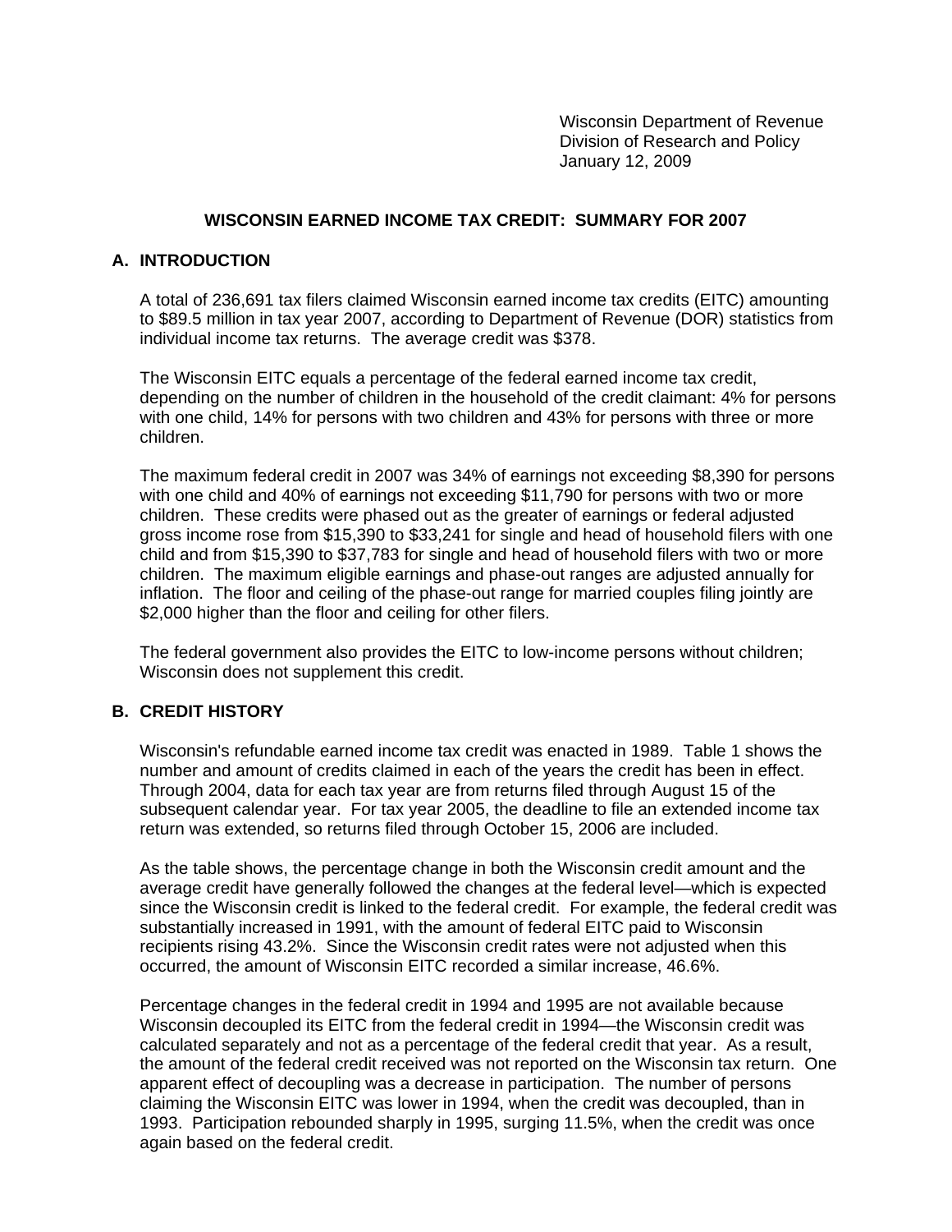Wisconsin Department of Revenue
Division of Research and Policy
January 12, 2009

# WISCONSIN EARNED INCOME TAX CREDIT: SUMMARY FOR 2007

## A. INTRODUCTION

A total of 236,691 tax filers claimed Wisconsin earned income tax credits (EITC) amounting to $89.5 million in tax year 2007, according to Department of Revenue (DOR) statistics from individual income tax returns. The average credit was $378.

The Wisconsin EITC equals a percentage of the federal earned income tax credit, depending on the number of children in the household of the credit claimant: 4% for persons with one child, 14% for persons with two children and 43% for persons with three or more children.

The maximum federal credit in 2007 was 34% of earnings not exceeding $8,390 for persons with one child and 40% of earnings not exceeding $11,790 for persons with two or more children. These credits were phased out as the greater of earnings or federal adjusted gross income rose from $15,390 to $33,241 for single and head of household filers with one child and from $15,390 to $37,783 for single and head of household filers with two or more children. The maximum eligible earnings and phase-out ranges are adjusted annually for inflation. The floor and ceiling of the phase-out range for married couples filing jointly are $2,000 higher than the floor and ceiling for other filers.

The federal government also provides the EITC to low-income persons without children; Wisconsin does not supplement this credit.

## B. CREDIT HISTORY

Wisconsin's refundable earned income tax credit was enacted in 1989. Table 1 shows the number and amount of credits claimed in each of the years the credit has been in effect. Through 2004, data for each tax year are from returns filed through August 15 of the subsequent calendar year. For tax year 2005, the deadline to file an extended income tax return was extended, so returns filed through October 15, 2006 are included.

As the table shows, the percentage change in both the Wisconsin credit amount and the average credit have generally followed the changes at the federal level—which is expected since the Wisconsin credit is linked to the federal credit. For example, the federal credit was substantially increased in 1991, with the amount of federal EITC paid to Wisconsin recipients rising 43.2%. Since the Wisconsin credit rates were not adjusted when this occurred, the amount of Wisconsin EITC recorded a similar increase, 46.6%.

Percentage changes in the federal credit in 1994 and 1995 are not available because Wisconsin decoupled its EITC from the federal credit in 1994—the Wisconsin credit was calculated separately and not as a percentage of the federal credit that year. As a result, the amount of the federal credit received was not reported on the Wisconsin tax return. One apparent effect of decoupling was a decrease in participation. The number of persons claiming the Wisconsin EITC was lower in 1994, when the credit was decoupled, than in 1993. Participation rebounded sharply in 1995, surging 11.5%, when the credit was once again based on the federal credit.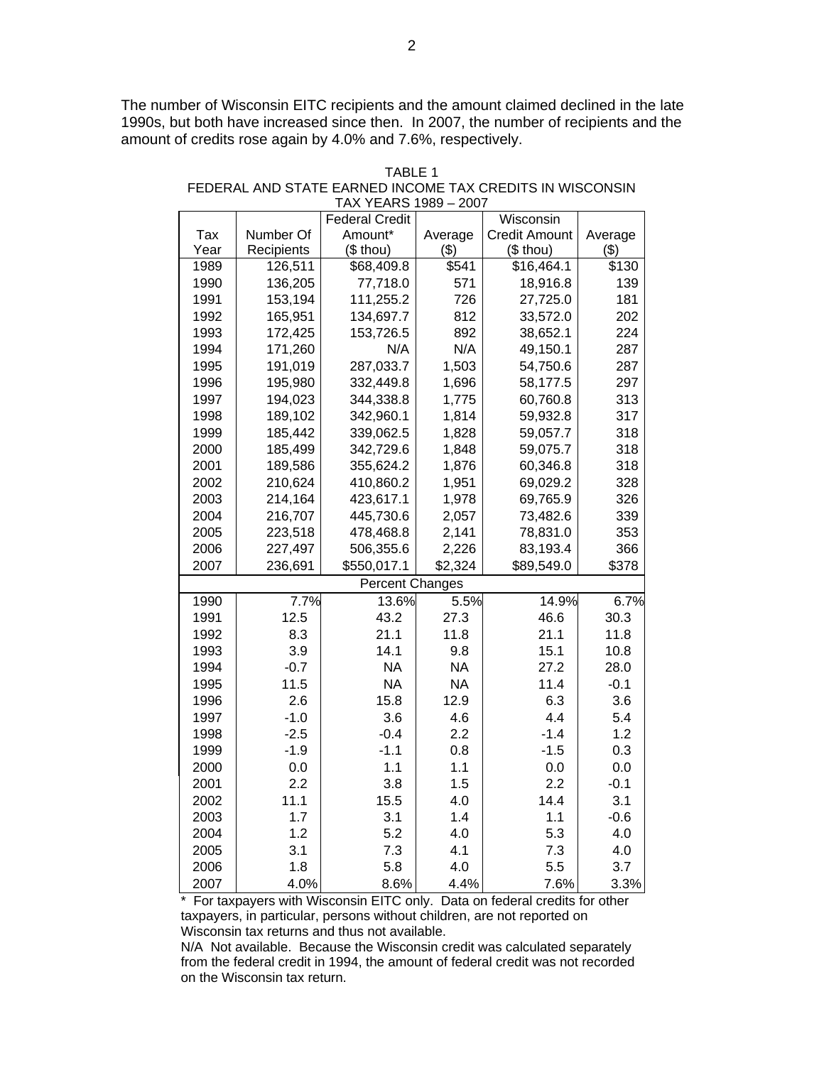The number of Wisconsin EITC recipients and the amount claimed declined in the late 1990s, but both have increased since then. In 2007, the number of recipients and the amount of credits rose again by 4.0% and 7.6%, respectively.

TABLE 1
FEDERAL AND STATE EARNED INCOME TAX CREDITS IN WISCONSIN
TAX YEARS 1989 – 2007

| Tax Year | Number Of Recipients | Federal Credit Amount* ($ thou) | Average ($) | Wisconsin Credit Amount ($ thou) | Average ($) |
|---|---|---|---|---|---|
| 1989 | 126,511 | $68,409.8 | $541 | $16,464.1 | $130 |
| 1990 | 136,205 | 77,718.0 | 571 | 18,916.8 | 139 |
| 1991 | 153,194 | 111,255.2 | 726 | 27,725.0 | 181 |
| 1992 | 165,951 | 134,697.7 | 812 | 33,572.0 | 202 |
| 1993 | 172,425 | 153,726.5 | 892 | 38,652.1 | 224 |
| 1994 | 171,260 | N/A | N/A | 49,150.1 | 287 |
| 1995 | 191,019 | 287,033.7 | 1,503 | 54,750.6 | 287 |
| 1996 | 195,980 | 332,449.8 | 1,696 | 58,177.5 | 297 |
| 1997 | 194,023 | 344,338.8 | 1,775 | 60,760.8 | 313 |
| 1998 | 189,102 | 342,960.1 | 1,814 | 59,932.8 | 317 |
| 1999 | 185,442 | 339,062.5 | 1,828 | 59,057.7 | 318 |
| 2000 | 185,499 | 342,729.6 | 1,848 | 59,075.7 | 318 |
| 2001 | 189,586 | 355,624.2 | 1,876 | 60,346.8 | 318 |
| 2002 | 210,624 | 410,860.2 | 1,951 | 69,029.2 | 328 |
| 2003 | 214,164 | 423,617.1 | 1,978 | 69,765.9 | 326 |
| 2004 | 216,707 | 445,730.6 | 2,057 | 73,482.6 | 339 |
| 2005 | 223,518 | 478,468.8 | 2,141 | 78,831.0 | 353 |
| 2006 | 227,497 | 506,355.6 | 2,226 | 83,193.4 | 366 |
| 2007 | 236,691 | $550,017.1 | $2,324 | $89,549.0 | $378 |
| | | Percent Changes | | | |
| 1990 | 7.7% | 13.6% | 5.5% | 14.9% | 6.7% |
| 1991 | 12.5 | 43.2 | 27.3 | 46.6 | 30.3 |
| 1992 | 8.3 | 21.1 | 11.8 | 21.1 | 11.8 |
| 1993 | 3.9 | 14.1 | 9.8 | 15.1 | 10.8 |
| 1994 | -0.7 | NA | NA | 27.2 | 28.0 |
| 1995 | 11.5 | NA | NA | 11.4 | -0.1 |
| 1996 | 2.6 | 15.8 | 12.9 | 6.3 | 3.6 |
| 1997 | -1.0 | 3.6 | 4.6 | 4.4 | 5.4 |
| 1998 | -2.5 | -0.4 | 2.2 | -1.4 | 1.2 |
| 1999 | -1.9 | -1.1 | 0.8 | -1.5 | 0.3 |
| 2000 | 0.0 | 1.1 | 1.1 | 0.0 | 0.0 |
| 2001 | 2.2 | 3.8 | 1.5 | 2.2 | -0.1 |
| 2002 | 11.1 | 15.5 | 4.0 | 14.4 | 3.1 |
| 2003 | 1.7 | 3.1 | 1.4 | 1.1 | -0.6 |
| 2004 | 1.2 | 5.2 | 4.0 | 5.3 | 4.0 |
| 2005 | 3.1 | 7.3 | 4.1 | 7.3 | 4.0 |
| 2006 | 1.8 | 5.8 | 4.0 | 5.5 | 3.7 |
| 2007 | 4.0% | 8.6% | 4.4% | 7.6% | 3.3% |

* For taxpayers with Wisconsin EITC only. Data on federal credits for other taxpayers, in particular, persons without children, are not reported on Wisconsin tax returns and thus not available.

N/A Not available. Because the Wisconsin credit was calculated separately from the federal credit in 1994, the amount of federal credit was not recorded on the Wisconsin tax return.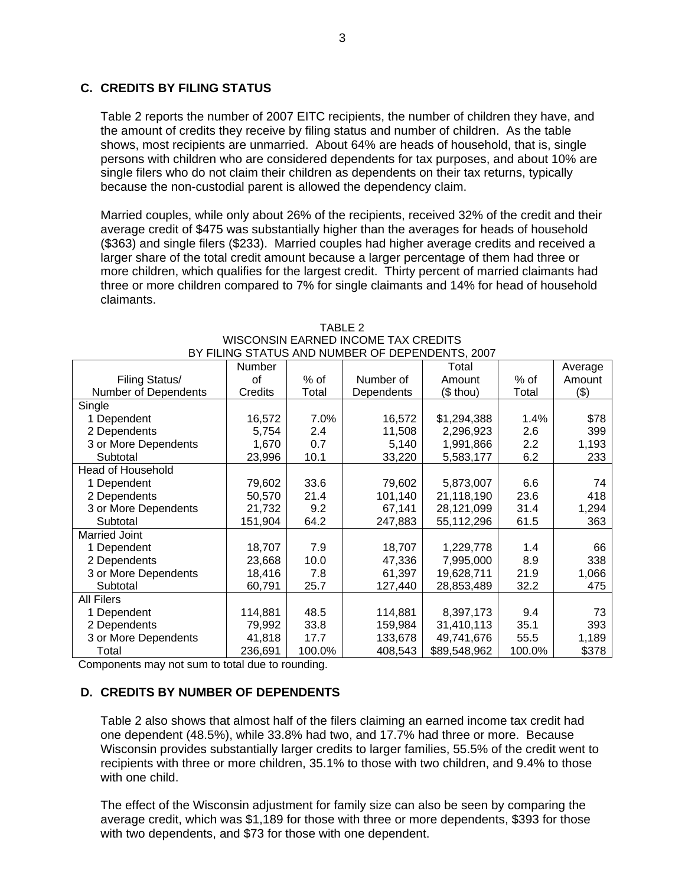### C. CREDITS BY FILING STATUS

Table 2 reports the number of 2007 EITC recipients, the number of children they have, and the amount of credits they receive by filing status and number of children. As the table shows, most recipients are unmarried. About 64% are heads of household, that is, single persons with children who are considered dependents for tax purposes, and about 10% are single filers who do not claim their children as dependents on their tax returns, typically because the non-custodial parent is allowed the dependency claim.

Married couples, while only about 26% of the recipients, received 32% of the credit and their average credit of $475 was substantially higher than the averages for heads of household ($363) and single filers ($233). Married couples had higher average credits and received a larger share of the total credit amount because a larger percentage of them had three or more children, which qualifies for the largest credit. Thirty percent of married claimants had three or more children compared to 7% for single claimants and 14% for head of household claimants.

TABLE 2
WISCONSIN EARNED INCOME TAX CREDITS
BY FILING STATUS AND NUMBER OF DEPENDENTS, 2007

| Filing Status/ Number of Dependents | Number of Credits | % of Total | Number of Dependents | Total Amount ($ thou) | % of Total | Average Amount ($) |
|---|---|---|---|---|---|---|
| Single | | | | | | |
| 1 Dependent | 16,572 | 7.0% | 16,572 | $1,294,388 | 1.4% | $78 |
| 2 Dependents | 5,754 | 2.4 | 11,508 | 2,296,923 | 2.6 | 399 |
| 3 or More Dependents | 1,670 | 0.7 | 5,140 | 1,991,866 | 2.2 | 1,193 |
| Subtotal | 23,996 | 10.1 | 33,220 | 5,583,177 | 6.2 | 233 |
| Head of Household | | | | | | |
| 1 Dependent | 79,602 | 33.6 | 79,602 | 5,873,007 | 6.6 | 74 |
| 2 Dependents | 50,570 | 21.4 | 101,140 | 21,118,190 | 23.6 | 418 |
| 3 or More Dependents | 21,732 | 9.2 | 67,141 | 28,121,099 | 31.4 | 1,294 |
| Subtotal | 151,904 | 64.2 | 247,883 | 55,112,296 | 61.5 | 363 |
| Married Joint | | | | | | |
| 1 Dependent | 18,707 | 7.9 | 18,707 | 1,229,778 | 1.4 | 66 |
| 2 Dependents | 23,668 | 10.0 | 47,336 | 7,995,000 | 8.9 | 338 |
| 3 or More Dependents | 18,416 | 7.8 | 61,397 | 19,628,711 | 21.9 | 1,066 |
| Subtotal | 60,791 | 25.7 | 127,440 | 28,853,489 | 32.2 | 475 |
| All Filers | | | | | | |
| 1 Dependent | 114,881 | 48.5 | 114,881 | 8,397,173 | 9.4 | 73 |
| 2 Dependents | 79,992 | 33.8 | 159,984 | 31,410,113 | 35.1 | 393 |
| 3 or More Dependents | 41,818 | 17.7 | 133,678 | 49,741,676 | 55.5 | 1,189 |
| Total | 236,691 | 100.0% | 408,543 | $89,548,962 | 100.0% | $378 |

Components may not sum to total due to rounding.

### D. CREDITS BY NUMBER OF DEPENDENTS

Table 2 also shows that almost half of the filers claiming an earned income tax credit had one dependent (48.5%), while 33.8% had two, and 17.7% had three or more. Because Wisconsin provides substantially larger credits to larger families, 55.5% of the credit went to recipients with three or more children, 35.1% to those with two children, and 9.4% to those with one child.

The effect of the Wisconsin adjustment for family size can also be seen by comparing the average credit, which was $1,189 for those with three or more dependents, $393 for those with two dependents, and $73 for those with one dependent.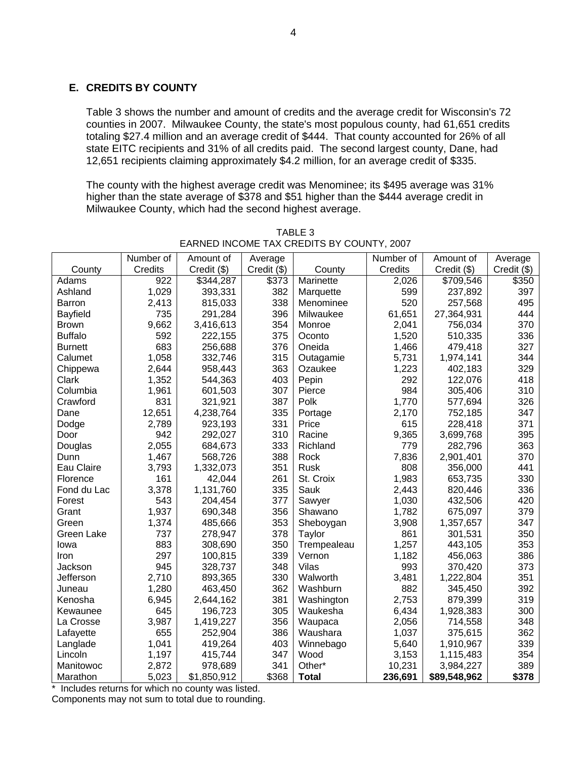## E. CREDITS BY COUNTY

Table 3 shows the number and amount of credits and the average credit for Wisconsin's 72 counties in 2007. Milwaukee County, the state's most populous county, had 61,651 credits totaling $27.4 million and an average credit of $444. That county accounted for 26% of all state EITC recipients and 31% of all credits paid. The second largest county, Dane, had 12,651 recipients claiming approximately $4.2 million, for an average credit of $335.

The county with the highest average credit was Menominee; its $495 average was 31% higher than the state average of $378 and $51 higher than the $444 average credit in Milwaukee County, which had the second highest average.

TABLE 3
EARNED INCOME TAX CREDITS BY COUNTY, 2007

| County | Number of Credits | Amount of Credit ($) | Average Credit ($) | County | Number of Credits | Amount of Credit ($) | Average Credit ($) |
|---|---|---|---|---|---|---|---|
| Adams | 922 | $344,287 | $373 | Marinette | 2,026 | $709,546 | $350 |
| Ashland | 1,029 | 393,331 | 382 | Marquette | 599 | 237,892 | 397 |
| Barron | 2,413 | 815,033 | 338 | Menominee | 520 | 257,568 | 495 |
| Bayfield | 735 | 291,284 | 396 | Milwaukee | 61,651 | 27,364,931 | 444 |
| Brown | 9,662 | 3,416,613 | 354 | Monroe | 2,041 | 756,034 | 370 |
| Buffalo | 592 | 222,155 | 375 | Oconto | 1,520 | 510,335 | 336 |
| Burnett | 683 | 256,688 | 376 | Oneida | 1,466 | 479,418 | 327 |
| Calumet | 1,058 | 332,746 | 315 | Outagamie | 5,731 | 1,974,141 | 344 |
| Chippewa | 2,644 | 958,443 | 363 | Ozaukee | 1,223 | 402,183 | 329 |
| Clark | 1,352 | 544,363 | 403 | Pepin | 292 | 122,076 | 418 |
| Columbia | 1,961 | 601,503 | 307 | Pierce | 984 | 305,406 | 310 |
| Crawford | 831 | 321,921 | 387 | Polk | 1,770 | 577,694 | 326 |
| Dane | 12,651 | 4,238,764 | 335 | Portage | 2,170 | 752,185 | 347 |
| Dodge | 2,789 | 923,193 | 331 | Price | 615 | 228,418 | 371 |
| Door | 942 | 292,027 | 310 | Racine | 9,365 | 3,699,768 | 395 |
| Douglas | 2,055 | 684,673 | 333 | Richland | 779 | 282,796 | 363 |
| Dunn | 1,467 | 568,726 | 388 | Rock | 7,836 | 2,901,401 | 370 |
| Eau Claire | 3,793 | 1,332,073 | 351 | Rusk | 808 | 356,000 | 441 |
| Florence | 161 | 42,044 | 261 | St. Croix | 1,983 | 653,735 | 330 |
| Fond du Lac | 3,378 | 1,131,760 | 335 | Sauk | 2,443 | 820,446 | 336 |
| Forest | 543 | 204,454 | 377 | Sawyer | 1,030 | 432,506 | 420 |
| Grant | 1,937 | 690,348 | 356 | Shawano | 1,782 | 675,097 | 379 |
| Green | 1,374 | 485,666 | 353 | Sheboygan | 3,908 | 1,357,657 | 347 |
| Green Lake | 737 | 278,947 | 378 | Taylor | 861 | 301,531 | 350 |
| Iowa | 883 | 308,690 | 350 | Trempealeau | 1,257 | 443,105 | 353 |
| Iron | 297 | 100,815 | 339 | Vernon | 1,182 | 456,063 | 386 |
| Jackson | 945 | 328,737 | 348 | Vilas | 993 | 370,420 | 373 |
| Jefferson | 2,710 | 893,365 | 330 | Walworth | 3,481 | 1,222,804 | 351 |
| Juneau | 1,280 | 463,450 | 362 | Washburn | 882 | 345,450 | 392 |
| Kenosha | 6,945 | 2,644,162 | 381 | Washington | 2,753 | 879,399 | 319 |
| Kewaunee | 645 | 196,723 | 305 | Waukesha | 6,434 | 1,928,383 | 300 |
| La Crosse | 3,987 | 1,419,227 | 356 | Waupaca | 2,056 | 714,558 | 348 |
| Lafayette | 655 | 252,904 | 386 | Waushara | 1,037 | 375,615 | 362 |
| Langlade | 1,041 | 419,264 | 403 | Winnebago | 5,640 | 1,910,967 | 339 |
| Lincoln | 1,197 | 415,744 | 347 | Wood | 3,153 | 1,115,483 | 354 |
| Manitowoc | 2,872 | 978,689 | 341 | Other* | 10,231 | 3,984,227 | 389 |
| Marathon | 5,023 | $1,850,912 | $368 | **Total** | **236,691** | **$89,548,962** | **$378** |

\* Includes returns for which no county was listed.
Components may not sum to total due to rounding.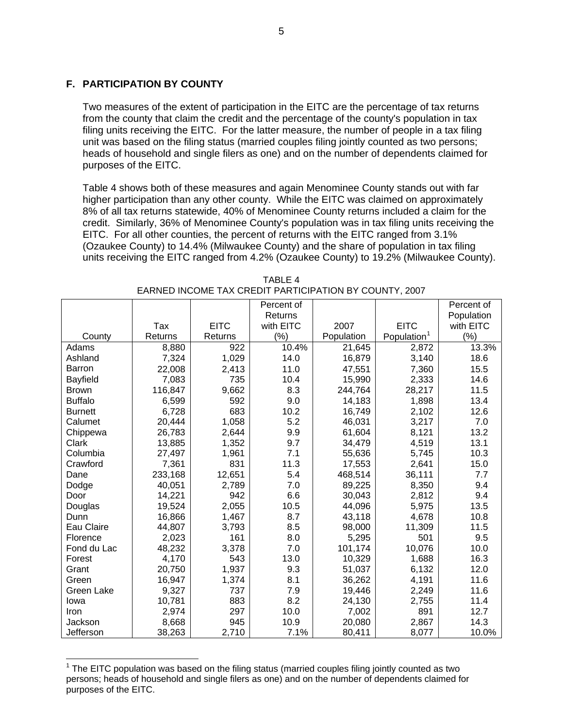## F. PARTICIPATION BY COUNTY

Two measures of the extent of participation in the EITC are the percentage of tax returns from the county that claim the credit and the percentage of the county's population in tax filing units receiving the EITC. For the latter measure, the number of people in a tax filing unit was based on the filing status (married couples filing jointly counted as two persons; heads of household and single filers as one) and on the number of dependents claimed for purposes of the EITC.

Table 4 shows both of these measures and again Menominee County stands out with far higher participation than any other county. While the EITC was claimed on approximately 8% of all tax returns statewide, 40% of Menominee County returns included a claim for the credit. Similarly, 36% of Menominee County's population was in tax filing units receiving the EITC. For all other counties, the percent of returns with the EITC ranged from 3.1% (Ozaukee County) to 14.4% (Milwaukee County) and the share of population in tax filing units receiving the EITC ranged from 4.2% (Ozaukee County) to 19.2% (Milwaukee County).

TABLE 4
EARNED INCOME TAX CREDIT PARTICIPATION BY COUNTY, 2007

| County | Tax Returns | EITC Returns | Percent of Returns with EITC (%) | 2007 Population | EITC Population[1] | Percent of Population with EITC (%) |
|---|---|---|---|---|---|---|
| Adams | 8,880 | 922 | 10.4% | 21,645 | 2,872 | 13.3% |
| Ashland | 7,324 | 1,029 | 14.0 | 16,879 | 3,140 | 18.6 |
| Barron | 22,008 | 2,413 | 11.0 | 47,551 | 7,360 | 15.5 |
| Bayfield | 7,083 | 735 | 10.4 | 15,990 | 2,333 | 14.6 |
| Brown | 116,847 | 9,662 | 8.3 | 244,764 | 28,217 | 11.5 |
| Buffalo | 6,599 | 592 | 9.0 | 14,183 | 1,898 | 13.4 |
| Burnett | 6,728 | 683 | 10.2 | 16,749 | 2,102 | 12.6 |
| Calumet | 20,444 | 1,058 | 5.2 | 46,031 | 3,217 | 7.0 |
| Chippewa | 26,783 | 2,644 | 9.9 | 61,604 | 8,121 | 13.2 |
| Clark | 13,885 | 1,352 | 9.7 | 34,479 | 4,519 | 13.1 |
| Columbia | 27,497 | 1,961 | 7.1 | 55,636 | 5,745 | 10.3 |
| Crawford | 7,361 | 831 | 11.3 | 17,553 | 2,641 | 15.0 |
| Dane | 233,168 | 12,651 | 5.4 | 468,514 | 36,111 | 7.7 |
| Dodge | 40,051 | 2,789 | 7.0 | 89,225 | 8,350 | 9.4 |
| Door | 14,221 | 942 | 6.6 | 30,043 | 2,812 | 9.4 |
| Douglas | 19,524 | 2,055 | 10.5 | 44,096 | 5,975 | 13.5 |
| Dunn | 16,866 | 1,467 | 8.7 | 43,118 | 4,678 | 10.8 |
| Eau Claire | 44,807 | 3,793 | 8.5 | 98,000 | 11,309 | 11.5 |
| Florence | 2,023 | 161 | 8.0 | 5,295 | 501 | 9.5 |
| Fond du Lac | 48,232 | 3,378 | 7.0 | 101,174 | 10,076 | 10.0 |
| Forest | 4,170 | 543 | 13.0 | 10,329 | 1,688 | 16.3 |
| Grant | 20,750 | 1,937 | 9.3 | 51,037 | 6,132 | 12.0 |
| Green | 16,947 | 1,374 | 8.1 | 36,262 | 4,191 | 11.6 |
| Green Lake | 9,327 | 737 | 7.9 | 19,446 | 2,249 | 11.6 |
| Iowa | 10,781 | 883 | 8.2 | 24,130 | 2,755 | 11.4 |
| Iron | 2,974 | 297 | 10.0 | 7,002 | 891 | 12.7 |
| Jackson | 8,668 | 945 | 10.9 | 20,080 | 2,867 | 14.3 |
| Jefferson | 38,263 | 2,710 | 7.1% | 80,411 | 8,077 | 10.0% |

[1] The EITC population was based on the filing status (married couples filing jointly counted as two persons; heads of household and single filers as one) and on the number of dependents claimed for purposes of the EITC.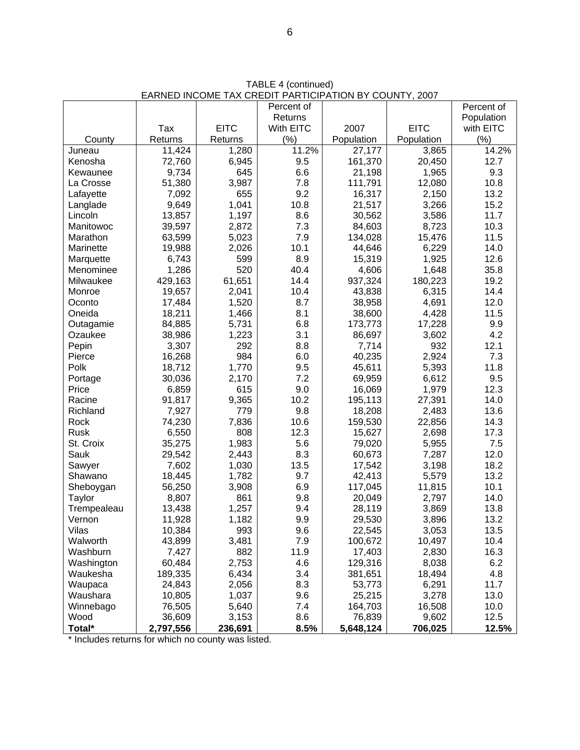TABLE 4 (continued)
EARNED INCOME TAX CREDIT PARTICIPATION BY COUNTY, 2007

| County | Tax Returns | EITC Returns | Percent of Returns With EITC (%) | 2007 Population | EITC Population | Percent of Population with EITC (%) |
|---|---|---|---|---|---|---|
| Juneau | 11,424 | 1,280 | 11.2% | 27,177 | 3,865 | 14.2% |
| Kenosha | 72,760 | 6,945 | 9.5 | 161,370 | 20,450 | 12.7 |
| Kewaunee | 9,734 | 645 | 6.6 | 21,198 | 1,965 | 9.3 |
| La Crosse | 51,380 | 3,987 | 7.8 | 111,791 | 12,080 | 10.8 |
| Lafayette | 7,092 | 655 | 9.2 | 16,317 | 2,150 | 13.2 |
| Langlade | 9,649 | 1,041 | 10.8 | 21,517 | 3,266 | 15.2 |
| Lincoln | 13,857 | 1,197 | 8.6 | 30,562 | 3,586 | 11.7 |
| Manitowoc | 39,597 | 2,872 | 7.3 | 84,603 | 8,723 | 10.3 |
| Marathon | 63,599 | 5,023 | 7.9 | 134,028 | 15,476 | 11.5 |
| Marinette | 19,988 | 2,026 | 10.1 | 44,646 | 6,229 | 14.0 |
| Marquette | 6,743 | 599 | 8.9 | 15,319 | 1,925 | 12.6 |
| Menominee | 1,286 | 520 | 40.4 | 4,606 | 1,648 | 35.8 |
| Milwaukee | 429,163 | 61,651 | 14.4 | 937,324 | 180,223 | 19.2 |
| Monroe | 19,657 | 2,041 | 10.4 | 43,838 | 6,315 | 14.4 |
| Oconto | 17,484 | 1,520 | 8.7 | 38,958 | 4,691 | 12.0 |
| Oneida | 18,211 | 1,466 | 8.1 | 38,600 | 4,428 | 11.5 |
| Outagamie | 84,885 | 5,731 | 6.8 | 173,773 | 17,228 | 9.9 |
| Ozaukee | 38,986 | 1,223 | 3.1 | 86,697 | 3,602 | 4.2 |
| Pepin | 3,307 | 292 | 8.8 | 7,714 | 932 | 12.1 |
| Pierce | 16,268 | 984 | 6.0 | 40,235 | 2,924 | 7.3 |
| Polk | 18,712 | 1,770 | 9.5 | 45,611 | 5,393 | 11.8 |
| Portage | 30,036 | 2,170 | 7.2 | 69,959 | 6,612 | 9.5 |
| Price | 6,859 | 615 | 9.0 | 16,069 | 1,979 | 12.3 |
| Racine | 91,817 | 9,365 | 10.2 | 195,113 | 27,391 | 14.0 |
| Richland | 7,927 | 779 | 9.8 | 18,208 | 2,483 | 13.6 |
| Rock | 74,230 | 7,836 | 10.6 | 159,530 | 22,856 | 14.3 |
| Rusk | 6,550 | 808 | 12.3 | 15,627 | 2,698 | 17.3 |
| St. Croix | 35,275 | 1,983 | 5.6 | 79,020 | 5,955 | 7.5 |
| Sauk | 29,542 | 2,443 | 8.3 | 60,673 | 7,287 | 12.0 |
| Sawyer | 7,602 | 1,030 | 13.5 | 17,542 | 3,198 | 18.2 |
| Shawano | 18,445 | 1,782 | 9.7 | 42,413 | 5,579 | 13.2 |
| Sheboygan | 56,250 | 3,908 | 6.9 | 117,045 | 11,815 | 10.1 |
| Taylor | 8,807 | 861 | 9.8 | 20,049 | 2,797 | 14.0 |
| Trempealeau | 13,438 | 1,257 | 9.4 | 28,119 | 3,869 | 13.8 |
| Vernon | 11,928 | 1,182 | 9.9 | 29,530 | 3,896 | 13.2 |
| Vilas | 10,384 | 993 | 9.6 | 22,545 | 3,053 | 13.5 |
| Walworth | 43,899 | 3,481 | 7.9 | 100,672 | 10,497 | 10.4 |
| Washburn | 7,427 | 882 | 11.9 | 17,403 | 2,830 | 16.3 |
| Washington | 60,484 | 2,753 | 4.6 | 129,316 | 8,038 | 6.2 |
| Waukesha | 189,335 | 6,434 | 3.4 | 381,651 | 18,494 | 4.8 |
| Waupaca | 24,843 | 2,056 | 8.3 | 53,773 | 6,291 | 11.7 |
| Waushara | 10,805 | 1,037 | 9.6 | 25,215 | 3,278 | 13.0 |
| Winnebago | 76,505 | 5,640 | 7.4 | 164,703 | 16,508 | 10.0 |
| Wood | 36,609 | 3,153 | 8.6 | 76,839 | 9,602 | 12.5 |
| **Total*** | **2,797,556** | **236,691** | **8.5%** | **5,648,124** | **706,025** | **12.5%** |

* Includes returns for which no county was listed.